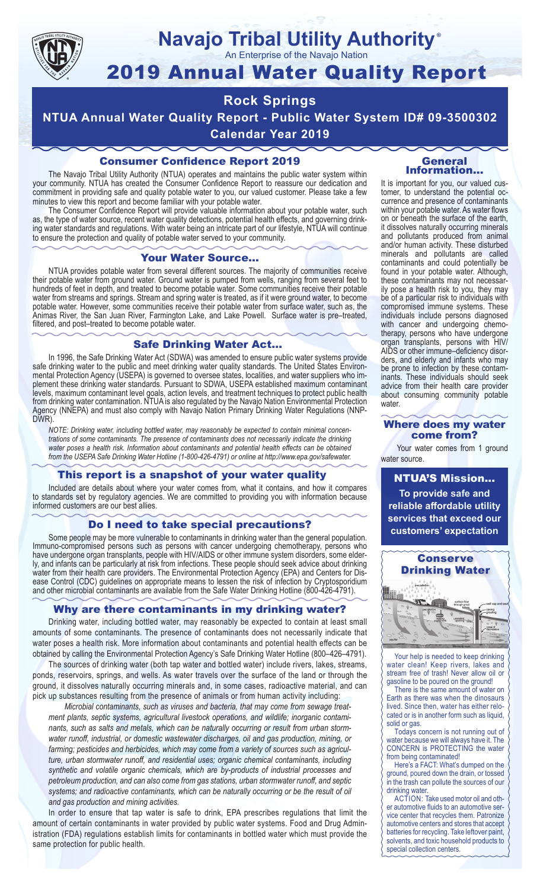# Navajo Tribal Utility Authority®

An Enterprise of the Navajo Nation

# 2019 Annual Water Quality Report

## Rock Springs

## NTUA Annual Water Quality Report - Public Water System ID# 09-3500302

## Calendar Year 2019

### Consumer Confidence Report 2019

The Navajo Tribal Utility Authority (NTUA) operates and maintains the public water system within your community. NTUA has created the Consumer Confidence Report to reassure our dedication and commitment in providing safe and quality potable water to you, our valued customer. Please take a few minutes to view this report and become familiar with your potable water.

The Consumer Confidence Report will provide valuable information about your potable water, such as, the type of water source, recent water quality detections, potential health effects, and governing drinking water standards and regulations. With water being an intricate part of our lifestyle, NTUA will continue to ensure the protection and quality of potable water served to your community.

### Your Water Source…

NTUA provides potable water from several different sources. The majority of communities receive their potable water from ground water. Ground water is pumped from wells, ranging from several feet to hundreds of feet in depth, and treated to become potable water. Some communities receive their potable water from streams and springs. Stream and spring water is treated, as if it were ground water, to become potable water. However, some communities receive their potable water from surface water, such as, the Animas River, the San Juan River, Farmington Lake, and Lake Powell. Surface water is pre–treated, filtered, and post–treated to become potable water.

### Safe Drinking Water Act…

In 1996, the Safe Drinking Water Act (SDWA) was amended to ensure public water systems provide safe drinking water to the public and meet drinking water quality standards. The United States Environmental Protection Agency (USEPA) is governed to oversee states, localities, and water suppliers who implement these drinking water standards. Pursuant to SDWA, USEPA established maximum contaminant levels, maximum contaminant level goals, action levels, and treatment techniques to protect public health from drinking water contamination. NTUA is also regulated by the Navajo Nation Environmental Protection Agency (NNEPA) and must also comply with Navajo Nation Primary Drinking Water Regulations (NNPDWR).

*NOTE: Drinking water, including bottled water, may reasonably be expected to contain minimal concentrations of some contaminants. The presence of contaminants does not necessarily indicate the drinking water poses a health risk. Information about contaminants and potential health effects can be obtained from the USEPA Safe Drinking Water Hotline (1-800-426-4791) or online at http://www.epa.gov/safewater.*

### This report is a snapshot of your water quality

Included are details about where your water comes from, what it contains, and how it compares to standards set by regulatory agencies. We are committed to providing you with information because informed customers are our best allies.

### Do I need to take special precautions?

Some people may be more vulnerable to contaminants in drinking water than the general population. Immuno-compromised persons such as persons with cancer undergoing chemotherapy, persons who have undergone organ transplants, people with HIV/AIDS or other immune system disorders, some elderly, and infants can be particularly at risk from infections. These people should seek advice about drinking water from their health care providers. The Environmental Protection Agency (EPA) and Centers for Disease Control (CDC) guidelines on appropriate means to lessen the risk of infection by Cryptosporidium and other microbial contaminants are available from the Safe Water Drinking Hotline (800-426-4791).

### Why are there contaminants in my drinking water?

Drinking water, including bottled water, may reasonably be expected to contain at least small amounts of some contaminants. The presence of contaminants does not necessarily indicate that water poses a health risk. More information about contaminants and potential health effects can be obtained by calling the Environmental Protection Agency's Safe Drinking Water Hotline (800–426–4791).

The sources of drinking water (both tap water and bottled water) include rivers, lakes, streams, ponds, reservoirs, springs, and wells. As water travels over the surface of the land or through the ground, it dissolves naturally occurring minerals and, in some cases, radioactive material, and can pick up substances resulting from the presence of animals or from human activity including:

*Microbial contaminants, such as viruses and bacteria, that may come from sewage treatment plants, septic systems, agricultural livestock operations, and wildlife; inorganic contaminants, such as salts and metals, which can be naturally occurring or result from urban stormwater runoff, industrial, or domestic wastewater discharges, oil and gas production, mining, or farming; pesticides and herbicides, which may come from a variety of sources such as agriculture, urban stormwater runoff, and residential uses; organic chemical contaminants, including synthetic and volatile organic chemicals, which are by-products of industrial processes and petroleum production, and can also come from gas stations, urban stormwater runoff, and septic systems; and radioactive contaminants, which can be naturally occurring or be the result of oil and gas production and mining activities.*

In order to ensure that tap water is safe to drink, EPA prescribes regulations that limit the amount of certain contaminants in water provided by public water systems. Food and Drug Administration (FDA) regulations establish limits for contaminants in bottled water which must provide the same protection for public health.

### General Information…

It is important for you, our valued customer, to understand the potential occurrence and presence of contaminants within your potable water. As water flows on or beneath the surface of the earth, it dissolves naturally occurring minerals and pollutants produced from animal and/or human activity. These disturbed minerals and pollutants are called contaminants and could potentially be found in your potable water. Although, these contaminants may not necessarily pose a health risk to you, they may be of a particular risk to individuals with compromised immune systems. These individuals include persons diagnosed with cancer and undergoing chemotherapy, persons who have undergone organ transplants, persons with HIV/AIDS or other immune–deficiency disorders, and elderly and infants who may be prone to infection by these contaminants. These individuals should seek advice from their health care provider about consuming community potable water.

### Where does my water come from?

Your water comes from 1 ground water source.

### NTUA'S Mission…

**To provide safe and reliable affordable utility services that exceed our customers' expectation**

### Conserve Drinking Water

Your help is needed to keep drinking water clean! Keep rivers, lakes and stream free of trash! Never allow oil or gasoline to be poured on the ground!

There is the same amount of water on Earth as there was when the dinosaurs lived. Since then, water has either relocated or is in another form such as liquid, solid or gas.

Todays concern is not running out of water because we will always have it. The CONCERN is PROTECTING the water from being contaminated!

Here's a FACT: What's dumped on the ground, poured down the drain, or tossed in the trash can pollute the sources of our drinking water.

ACTION: Take used motor oil and other automotive fluids to an automotive service center that recycles them. Patronize automotive centers and stores that accept batteries for recycling. Take leftover paint, solvents, and toxic household products to special collection centers.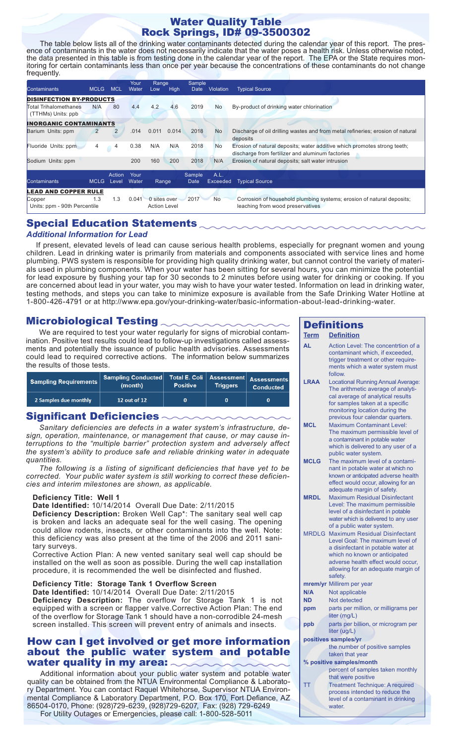# Water Quality Table
## Rock Springs, ID# 09-3500302

The table below lists all of the drinking water contaminants detected during the calendar year of this report. The presence of contaminants in the water does not necessarily indicate that the water poses a health risk. Unless otherwise noted, the data presented in this table is from testing done in the calendar year of the report. The EPA or the State requires monitoring for certain contaminants less than once per year because the concentrations of these contaminants do not change frequently.

| Contaminants | MCLG | MCL | Your Water | Range Low | Range High | Sample Date | Violation | Typical Source |
|---|---|---|---|---|---|---|---|---|
| **DISINFECTION BY-PRODUCTS** | | | | | | | | |
| Total Trihalomethanes (TTHMs) Units: ppb | N/A | 80 | 4.4 | 4.2 | 4.6 | 2019 | No | By-product of drinking water chlorination |
| **INORGANIC CONTAMINANTS** | | | | | | | | |
| Barium Units: ppm | 2 | 2 | .014 | 0.011 | 0.014 | 2018 | No | Discharge of oil drilling wastes and from metal refineries; erosion of natural deposits |
| Fluoride Units: ppm | 4 | 4 | 0.38 | N/A | N/A | 2018 | No | Erosion of natural deposits; water additive which promotes strong teeth; discharge from fertilizer and aluminum factories |
| Sodium Units: ppm | | | 200 | 160 | 200 | 2018 | N/A | Erosion of natural deposits; salt water intrusion |

| Contaminants | MCLG | Action Level | Your Water | Range | Sample Date | A.L. Exceeded | Typical Source |
|---|---|---|---|---|---|---|---|
| **LEAD AND COPPER RULE** | | | | | | | |
| Copper Units: ppm - 90th Percentile | 1.3 | 1.3 | 0.041 | 0 sites over Action Level | 2017 | No | Corrosion of household plumbing systems; erosion of natural deposits; leaching from wood preservatives |

## Special Education Statements

### *Additional Information for Lead*

If present, elevated levels of lead can cause serious health problems, especially for pregnant women and young children. Lead in drinking water is primarily from materials and components associated with service lines and home plumbing. PWS system is responsible for providing high quality drinking water, but cannot control the variety of materials used in plumbing components. When your water has been sitting for several hours, you can minimize the potential for lead exposure by flushing your tap for 30 seconds to 2 minutes before using water for drinking or cooking. If you are concerned about lead in your water, you may wish to have your water tested. Information on lead in drinking water, testing methods, and steps you can take to minimize exposure is available from the Safe Drinking Water Hotline at 1-800-426-4791 or at http://www.epa.gov/your-drinking-water/basic-information-about-lead-drinking-water.

## Microbiological Testing

We are required to test your water regularly for signs of microbial contamination. Positive test results could lead to follow-up investigations called assessments and potentially the issuance of public health advisories. Assessments could lead to required corrective actions. The information below summarizes the results of those tests.

| Sampling Requirements | Sampling Conducted (month) | Total E. Coli Positive | Assessment Triggers | Assessments Conducted |
|---|---|---|---|---|
| 2 Samples due monthly | 12 out of 12 | 0 | 0 | 0 |

## Significant Deficiencies

*Sanitary deficiencies are defects in a water system's infrastructure, design, operation, maintenance, or management that cause, or may cause interruptions to the "multiple barrier" protection system and adversely affect the system's ability to produce safe and reliable drinking water in adequate quantities.*

*The following is a listing of significant deficiencies that have yet to be corrected. Your public water system is still working to correct these deficiencies and interim milestones are shown, as applicable.*

**Deficiency Title: Well 1**

**Date Identified:** 10/14/2014 Overall Due Date: 2/11/2015

**Deficiency Description:** Broken Well Cap*: The sanitary seal well cap is broken and lacks an adequate seal for the well casing. The opening could allow rodents, insects, or other contaminants into the well. Note: this deficiency was also present at the time of the 2006 and 2011 sanitary surveys.

Corrective Action Plan: A new vented sanitary seal well cap should be installed on the well as soon as possible. During the well cap installation procedure, it is recommended the well be disinfected and flushed.

**Deficiency Title: Storage Tank 1 Overflow Screen**

**Date Identified:** 10/14/2014 Overall Due Date: 2/11/2015

**Deficiency Description:** The overflow for Storage Tank 1 is not equipped with a screen or flapper valve.Corrective Action Plan: The end of the overflow for Storage Tank 1 should have a non-corrodible 24-mesh screen installed. This screen will prevent entry of animals and insects.

## How can I get involved or get more information about the public water system and potable water quality in my area:

Additional information about your public water system and potable water quality can be obtained from the NTUA Environmental Compliance & Laboratory Department. You can contact Raquel Whitehorse, Supervisor NTUA Environmental Compliance & Laboratory Department, P.O. Box 170, Fort Defiance, AZ 86504-0170, Phone: (928)729-6239, (928)729-6207, Fax: (928) 729-6249

For Utility Outages or Emergencies, please call: 1-800-528-5011

## Definitions

| Term | Definition |
|---|---|
| AL | Action Level: The concentrtion of a contaminant which, if exceeded, trigger treatment or other requirements which a water system must follow. |
| LRAA | Locational Running Annual Average: The arithmetic average of analytical results for samples taken at a specific monitoring location during the previous four calendar quarters. |
| MCL | Maximum Contaminant Level: The maximum permissible level of a contaminant in potable water which is delivered to any user of a public water system. |
| MCLG | The maximum level of a contaminant in potable water at which no known or anticipated adverse health effect would occur, allowing for an adequate margin of safety. |
| MRDL | Maximum Residual Disinfectant Level: The maximum permissible level of a disinfectant in potable water which is delivered to any user of a public water system. |
| MRDLG | Maximum Residual Disinfectant Level Goal: The maximum level of a disinfectant in potable water at which no known or anticipated adverse health effect would occur, allowing for an adequate margin of safety. |
| mrem/yr | Millirem per year |
| N/A | Not applicable |
| ND | Not detected |
| ppm | parts per million, or milligrams per liter (mg/L) |
| ppb | parts per billion, or microgram per liter (ug/L) |
| positives samples/yr | the number of positive samples taken that year |
| % positive samples/month | percent of samples taken monthly that were positive |
| TT | Treatment Technique: A required process intended to reduce the level of a contaminant in drinking water. |